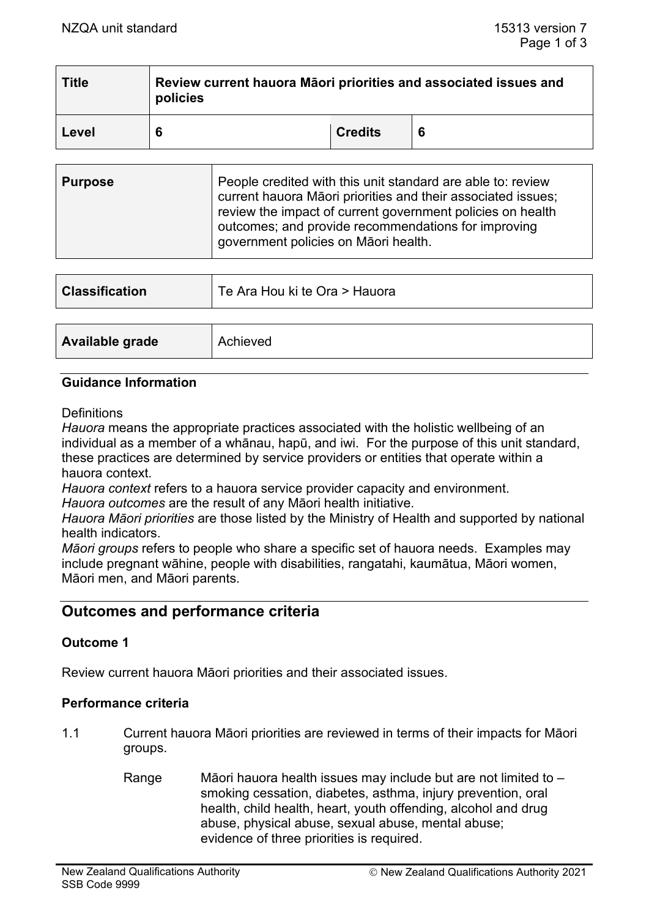| Title | Review current hauora Māori priorities and associated issues and policies | | |
|---|---|---|---|
| Level | 6 | Credits | 6 |

| Purpose | People credited with this unit standard are able to: review current hauora Māori priorities and their associated issues; review the impact of current government policies on health outcomes; and provide recommendations for improving government policies on Māori health. |
|---|---|

| Classification | Te Ara Hou ki te Ora > Hauora |
|---|---|

| Available grade | Achieved |
|---|---|

### Guidance Information

Definitions

*Hauora* means the appropriate practices associated with the holistic wellbeing of an individual as a member of a whānau, hapū, and iwi. For the purpose of this unit standard, these practices are determined by service providers or entities that operate within a hauora context.

*Hauora context* refers to a hauora service provider capacity and environment.

*Hauora outcomes* are the result of any Māori health initiative.

*Hauora Māori priorities* are those listed by the Ministry of Health and supported by national health indicators.

*Māori groups* refers to people who share a specific set of hauora needs. Examples may include pregnant wāhine, people with disabilities, rangatahi, kaumātua, Māori women, Māori men, and Māori parents.

## Outcomes and performance criteria

### Outcome 1

Review current hauora Māori priorities and their associated issues.

### Performance criteria

1.1 Current hauora Māori priorities are reviewed in terms of their impacts for Māori groups.

Range: Māori hauora health issues may include but are not limited to – smoking cessation, diabetes, asthma, injury prevention, oral health, child health, heart, youth offending, alcohol and drug abuse, physical abuse, sexual abuse, mental abuse; evidence of three priorities is required.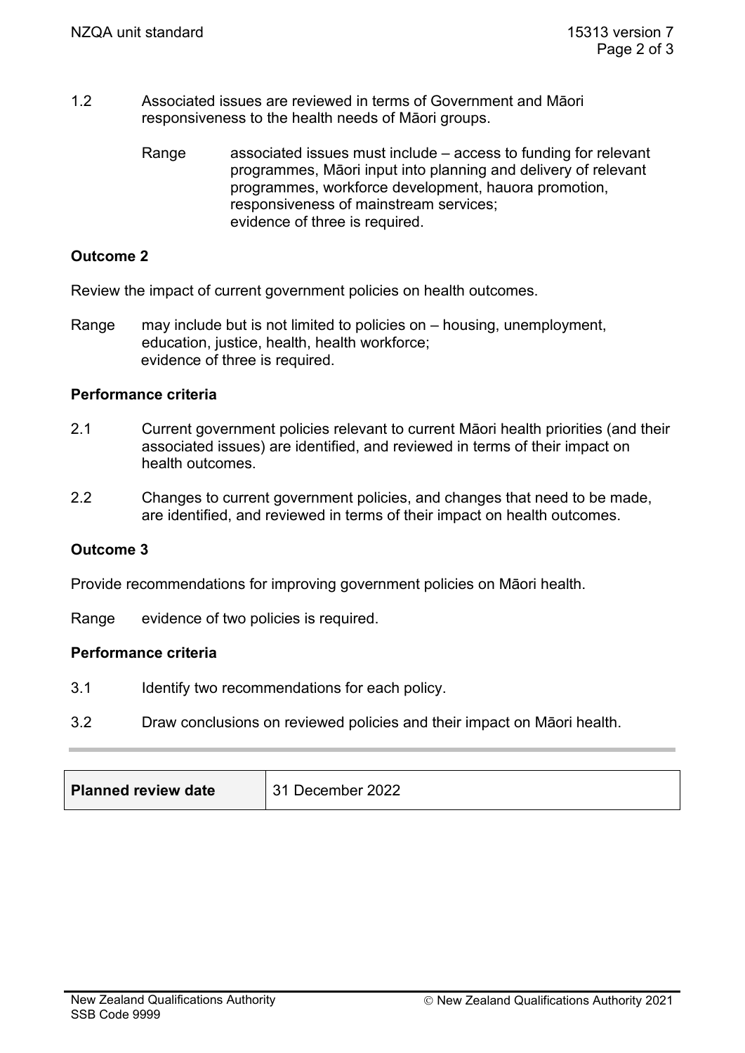1.2 Associated issues are reviewed in terms of Government and Māori responsiveness to the health needs of Māori groups.

Range associated issues must include – access to funding for relevant programmes, Māori input into planning and delivery of relevant programmes, workforce development, hauora promotion, responsiveness of mainstream services;
evidence of three is required.

**Outcome 2**

Review the impact of current government policies on health outcomes.

Range may include but is not limited to policies on – housing, unemployment, education, justice, health, health workforce;
evidence of three is required.

**Performance criteria**

2.1 Current government policies relevant to current Māori health priorities (and their associated issues) are identified, and reviewed in terms of their impact on health outcomes.

2.2 Changes to current government policies, and changes that need to be made, are identified, and reviewed in terms of their impact on health outcomes.

**Outcome 3**

Provide recommendations for improving government policies on Māori health.

Range evidence of two policies is required.

**Performance criteria**

3.1 Identify two recommendations for each policy.

3.2 Draw conclusions on reviewed policies and their impact on Māori health.

| **Planned review date** | 31 December 2022 |
|---|---|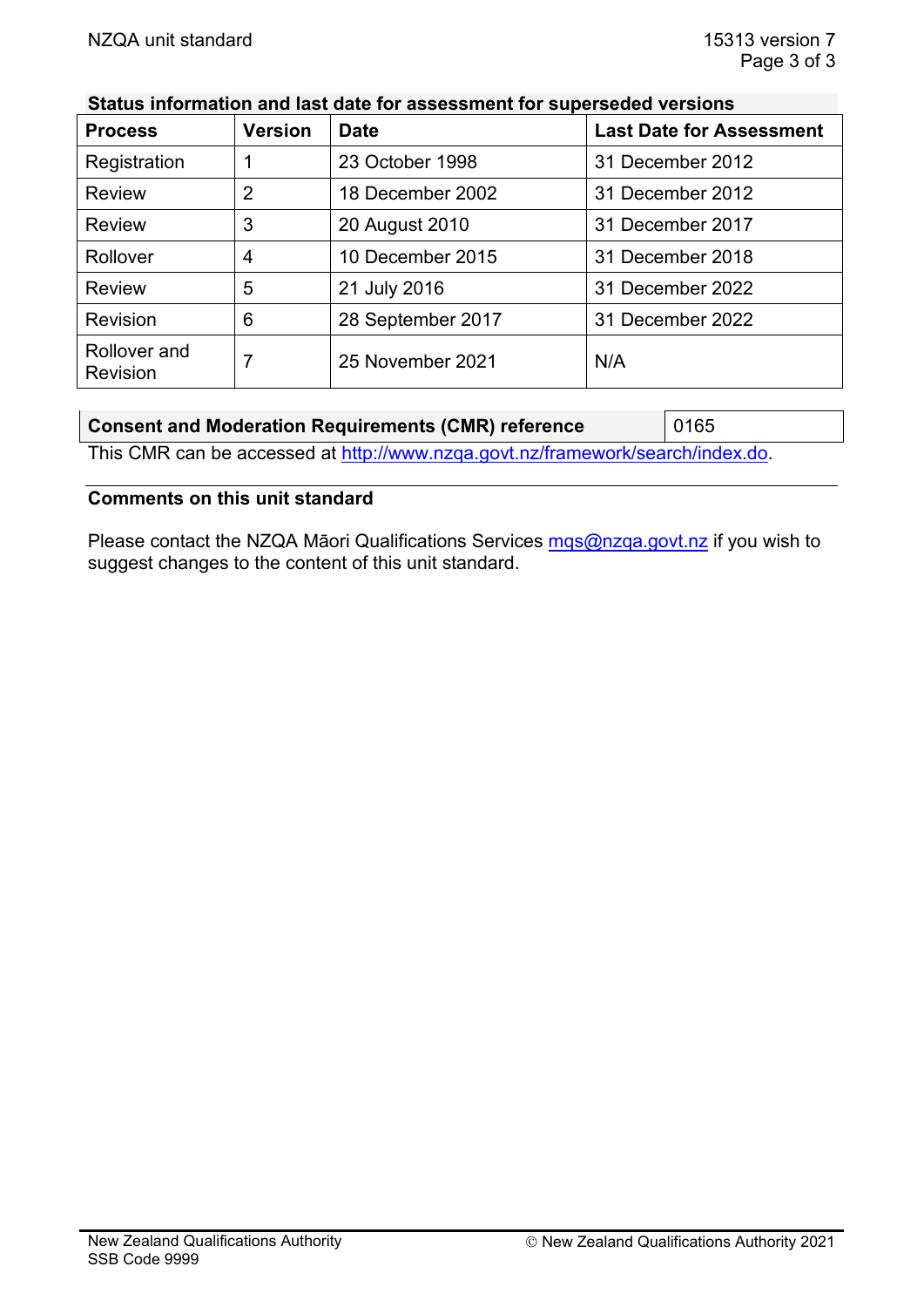**Status information and last date for assessment for superseded versions**

| Process | Version | Date | Last Date for Assessment |
|---|---|---|---|
| Registration | 1 | 23 October 1998 | 31 December 2012 |
| Review | 2 | 18 December 2002 | 31 December 2012 |
| Review | 3 | 20 August 2010 | 31 December 2017 |
| Rollover | 4 | 10 December 2015 | 31 December 2018 |
| Review | 5 | 21 July 2016 | 31 December 2022 |
| Revision | 6 | 28 September 2017 | 31 December 2022 |
| Rollover and Revision | 7 | 25 November 2021 | N/A |

| Consent and Moderation Requirements (CMR) reference | 0165 |
|---|---|

This CMR can be accessed at http://www.nzqa.govt.nz/framework/search/index.do.

**Comments on this unit standard**

Please contact the NZQA Māori Qualifications Services mqs@nzqa.govt.nz if you wish to suggest changes to the content of this unit standard.